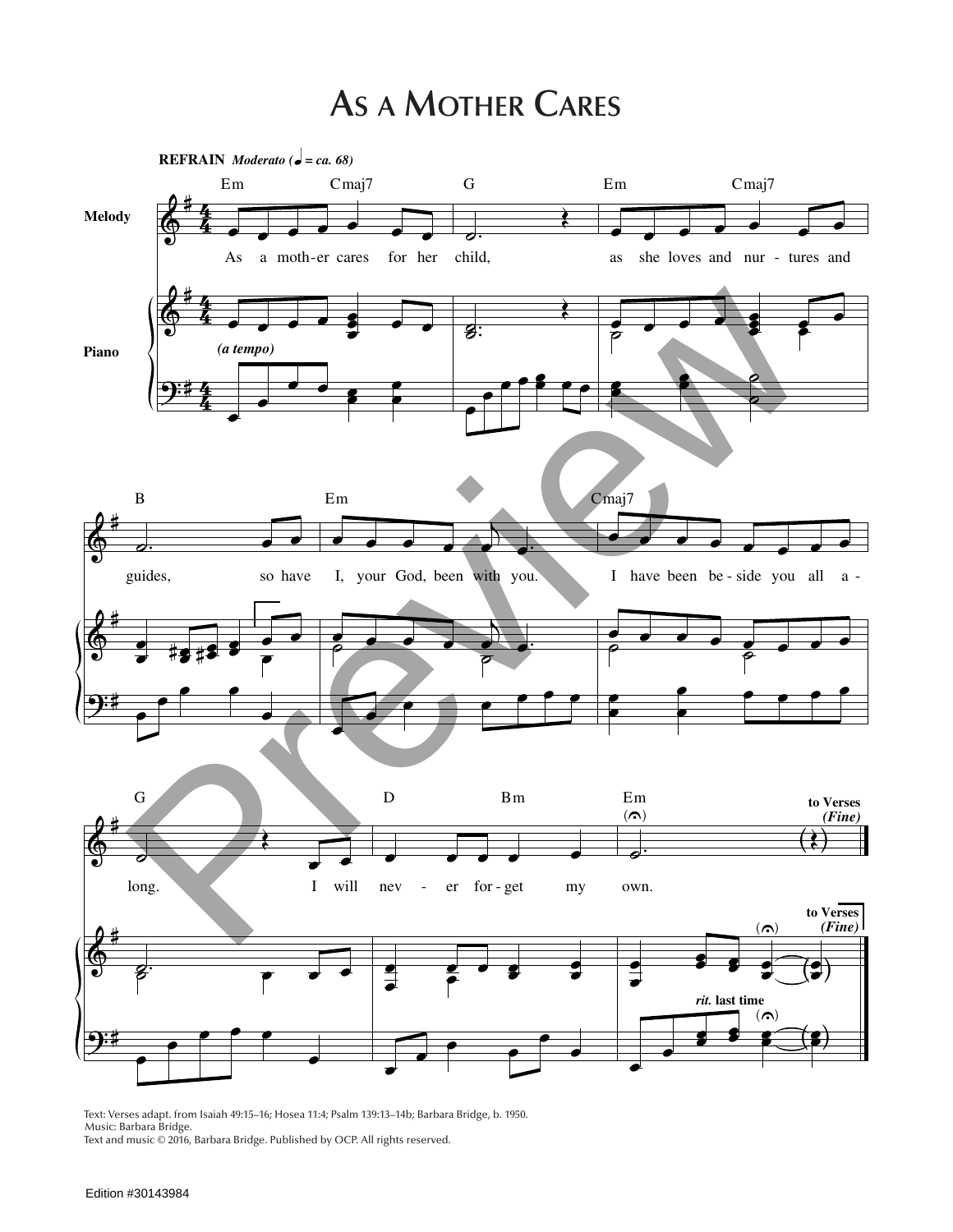# As a Mother Cares

**REFRAIN** *Moderato (♩ = ca. 68)*

Em Cmaj7 G Em Cmaj7

As a moth-er cares for her child, as she loves and nur - tures and

*(a tempo)*

B Em Cmaj7

guides, so have I, your God, been with you. I have been be-side you all a -

G D Bm Em

long. I will nev - er for-get my own.

to Verses *(Fine)*

*rit.* last time

Text: Verses adapt. from Isaiah 49:15–16; Hosea 11:4; Psalm 139:13–14b; Barbara Bridge, b. 1950.
Music: Barbara Bridge.
Text and music © 2016, Barbara Bridge. Published by OCP. All rights reserved.

Edition #30143984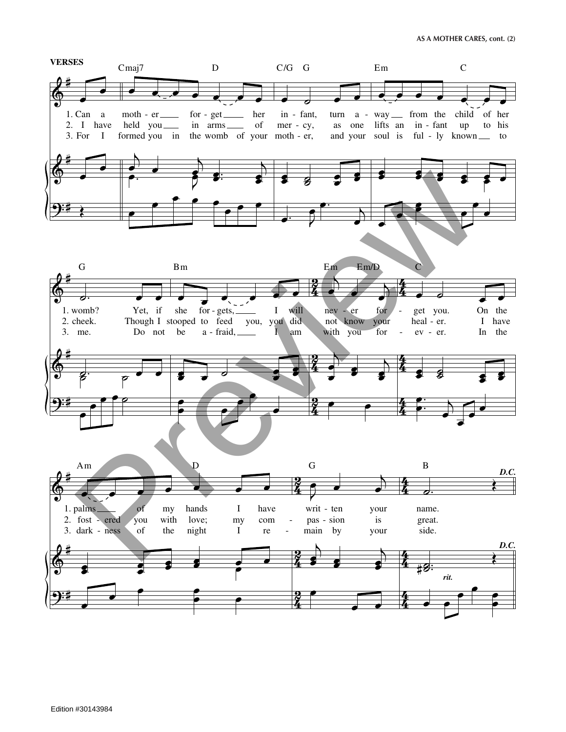**VERSES**

1. Can a mother forget her infant, turn away from the child of her womb? Yet, if she forgets, I will never forget you. On the palms of my hands I have written your name.

2. I have held you in arms of mercy, as one lifts an infant up to his cheek. Though I stooped to feed you, you did not know your healer. I have fostered you with love; my compassion is great.

3. For I formed you in the womb of your mother, and your soul is fully known to me. Do not be afraid, I am with you forever. In the darkness of the night I remain by your side.

*D.C.*

Edition #30143984